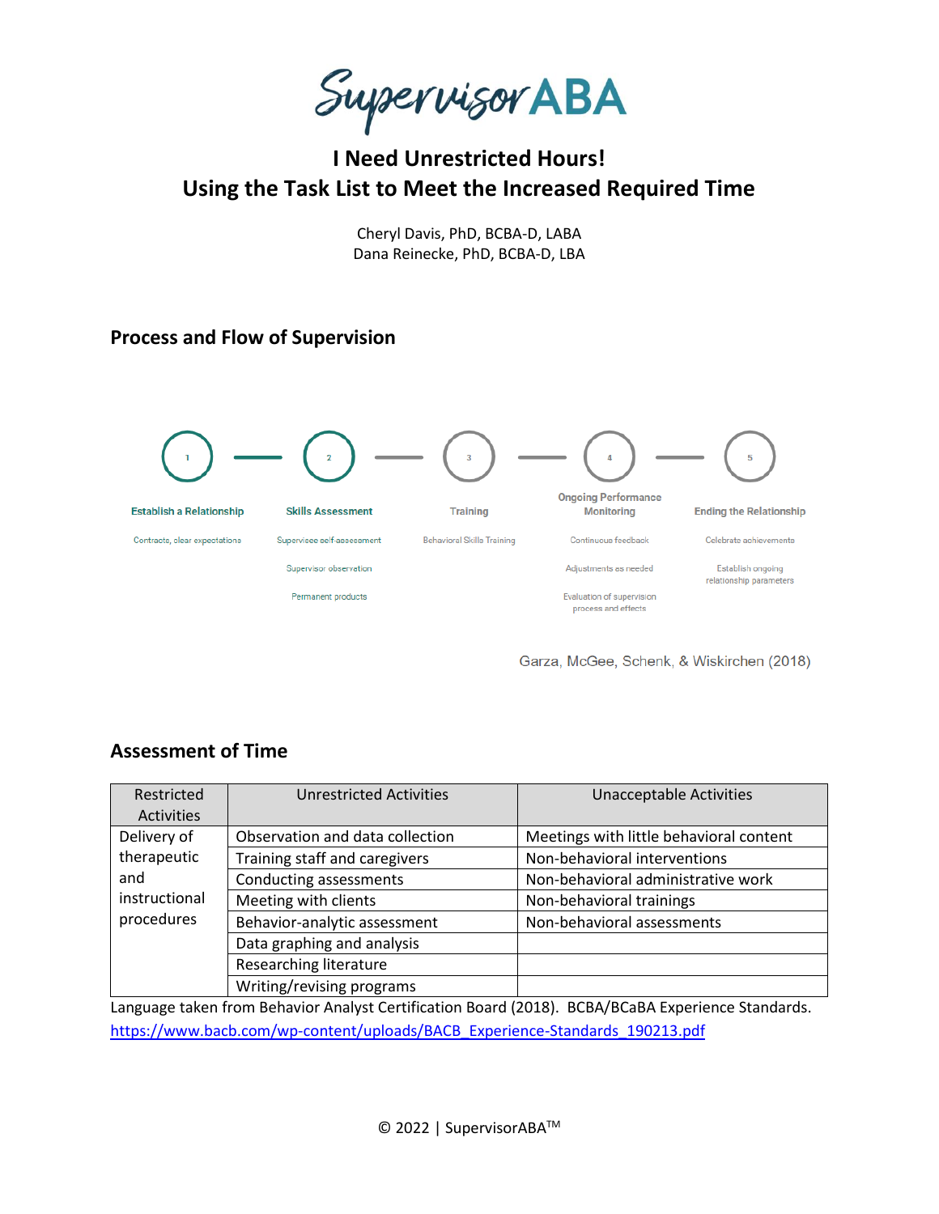SupervisorABA

# I Need Unrestricted Hours!
# Using the Task List to Meet the Increased Required Time

Cheryl Davis, PhD, BCBA-D, LABA
Dana Reinecke, PhD, BCBA-D, LBA

## Process and Flow of Supervision

1. **Establish a Relationship**
   - Contracts, clear expectations
2. **Skills Assessment**
   - Supervisee self-assessment
   - Supervisor observation
   - Permanent products
3. **Training**
   - Behavioral Skills Training
4. **Ongoing Performance Monitoring**
   - Continuous feedback
   - Adjustments as needed
   - Evaluation of supervision process and effects
5. **Ending the Relationship**
   - Celebrate achievements
   - Establish ongoing relationship parameters

Garza, McGee, Schenk, & Wiskirchen (2018)

## Assessment of Time

| Restricted Activities | Unrestricted Activities | Unacceptable Activities |
|---|---|---|
| Delivery of therapeutic and instructional procedures | Observation and data collection | Meetings with little behavioral content |
| | Training staff and caregivers | Non-behavioral interventions |
| | Conducting assessments | Non-behavioral administrative work |
| | Meeting with clients | Non-behavioral trainings |
| | Behavior-analytic assessment | Non-behavioral assessments |
| | Data graphing and analysis | |
| | Researching literature | |
| | Writing/revising programs | |

Language taken from Behavior Analyst Certification Board (2018). BCBA/BCaBA Experience Standards. https://www.bacb.com/wp-content/uploads/BACB_Experience-Standards_190213.pdf

© 2022 | SupervisorABA™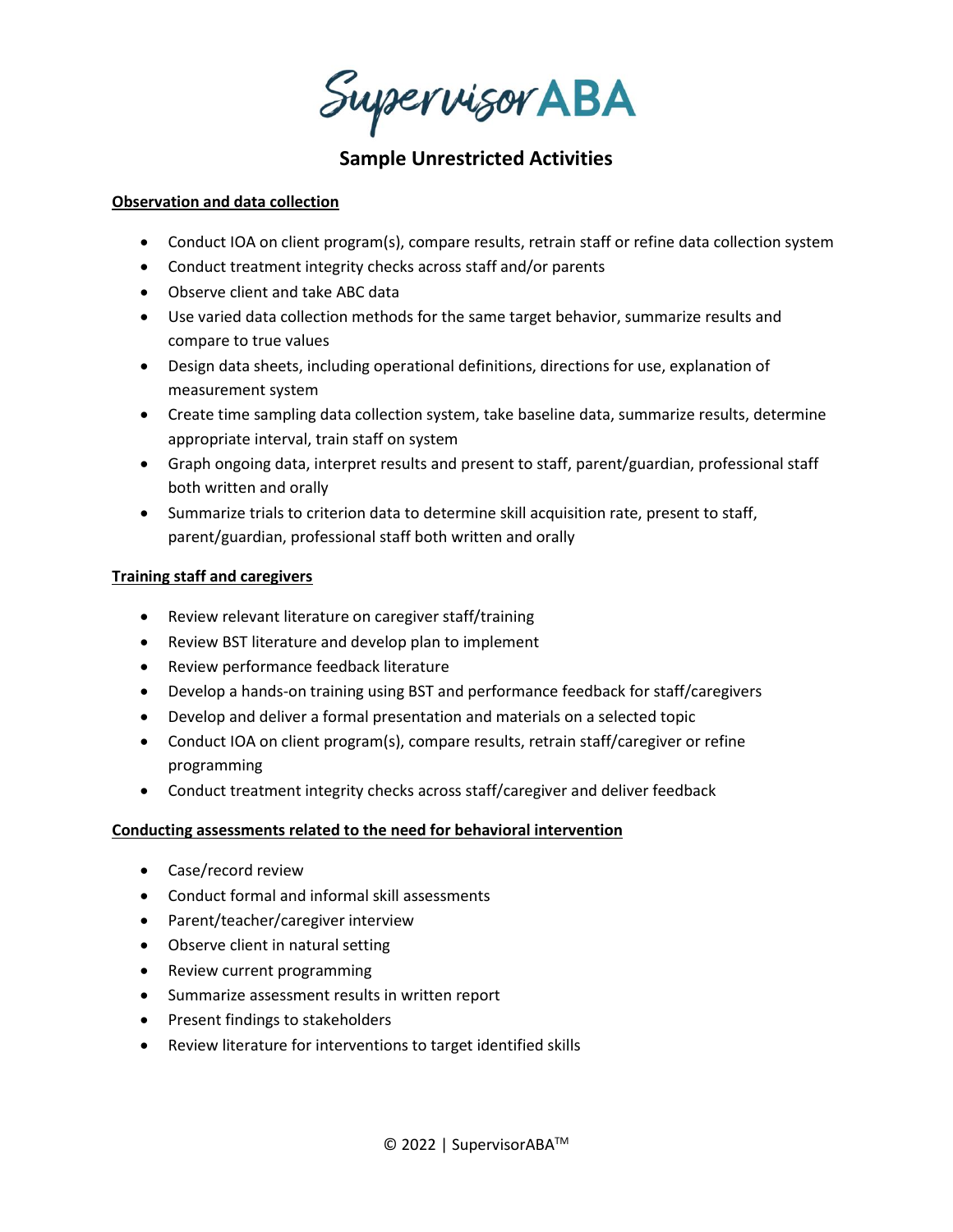# SupervisorABA

## Sample Unrestricted Activities

**Observation and data collection**

- Conduct IOA on client program(s), compare results, retrain staff or refine data collection system
- Conduct treatment integrity checks across staff and/or parents
- Observe client and take ABC data
- Use varied data collection methods for the same target behavior, summarize results and compare to true values
- Design data sheets, including operational definitions, directions for use, explanation of measurement system
- Create time sampling data collection system, take baseline data, summarize results, determine appropriate interval, train staff on system
- Graph ongoing data, interpret results and present to staff, parent/guardian, professional staff both written and orally
- Summarize trials to criterion data to determine skill acquisition rate, present to staff, parent/guardian, professional staff both written and orally

**Training staff and caregivers**

- Review relevant literature on caregiver staff/training
- Review BST literature and develop plan to implement
- Review performance feedback literature
- Develop a hands-on training using BST and performance feedback for staff/caregivers
- Develop and deliver a formal presentation and materials on a selected topic
- Conduct IOA on client program(s), compare results, retrain staff/caregiver or refine programming
- Conduct treatment integrity checks across staff/caregiver and deliver feedback

**Conducting assessments related to the need for behavioral intervention**

- Case/record review
- Conduct formal and informal skill assessments
- Parent/teacher/caregiver interview
- Observe client in natural setting
- Review current programming
- Summarize assessment results in written report
- Present findings to stakeholders
- Review literature for interventions to target identified skills

© 2022 | SupervisorABA™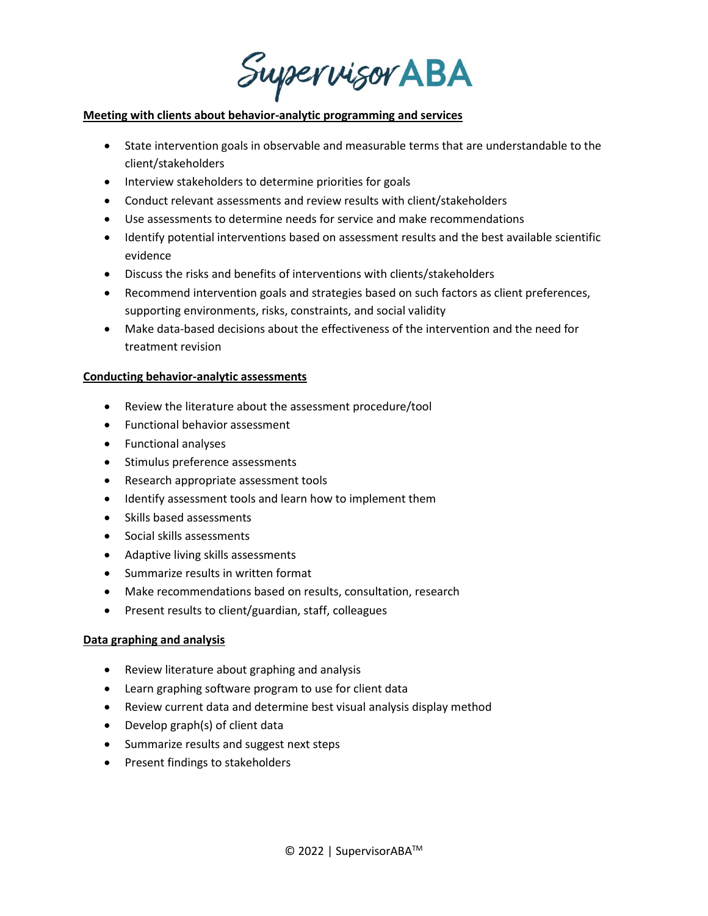**Meeting with clients about behavior-analytic programming and services**

- State intervention goals in observable and measurable terms that are understandable to the client/stakeholders
- Interview stakeholders to determine priorities for goals
- Conduct relevant assessments and review results with client/stakeholders
- Use assessments to determine needs for service and make recommendations
- Identify potential interventions based on assessment results and the best available scientific evidence
- Discuss the risks and benefits of interventions with clients/stakeholders
- Recommend intervention goals and strategies based on such factors as client preferences, supporting environments, risks, constraints, and social validity
- Make data-based decisions about the effectiveness of the intervention and the need for treatment revision

**Conducting behavior-analytic assessments**

- Review the literature about the assessment procedure/tool
- Functional behavior assessment
- Functional analyses
- Stimulus preference assessments
- Research appropriate assessment tools
- Identify assessment tools and learn how to implement them
- Skills based assessments
- Social skills assessments
- Adaptive living skills assessments
- Summarize results in written format
- Make recommendations based on results, consultation, research
- Present results to client/guardian, staff, colleagues

**Data graphing and analysis**

- Review literature about graphing and analysis
- Learn graphing software program to use for client data
- Review current data and determine best visual analysis display method
- Develop graph(s) of client data
- Summarize results and suggest next steps
- Present findings to stakeholders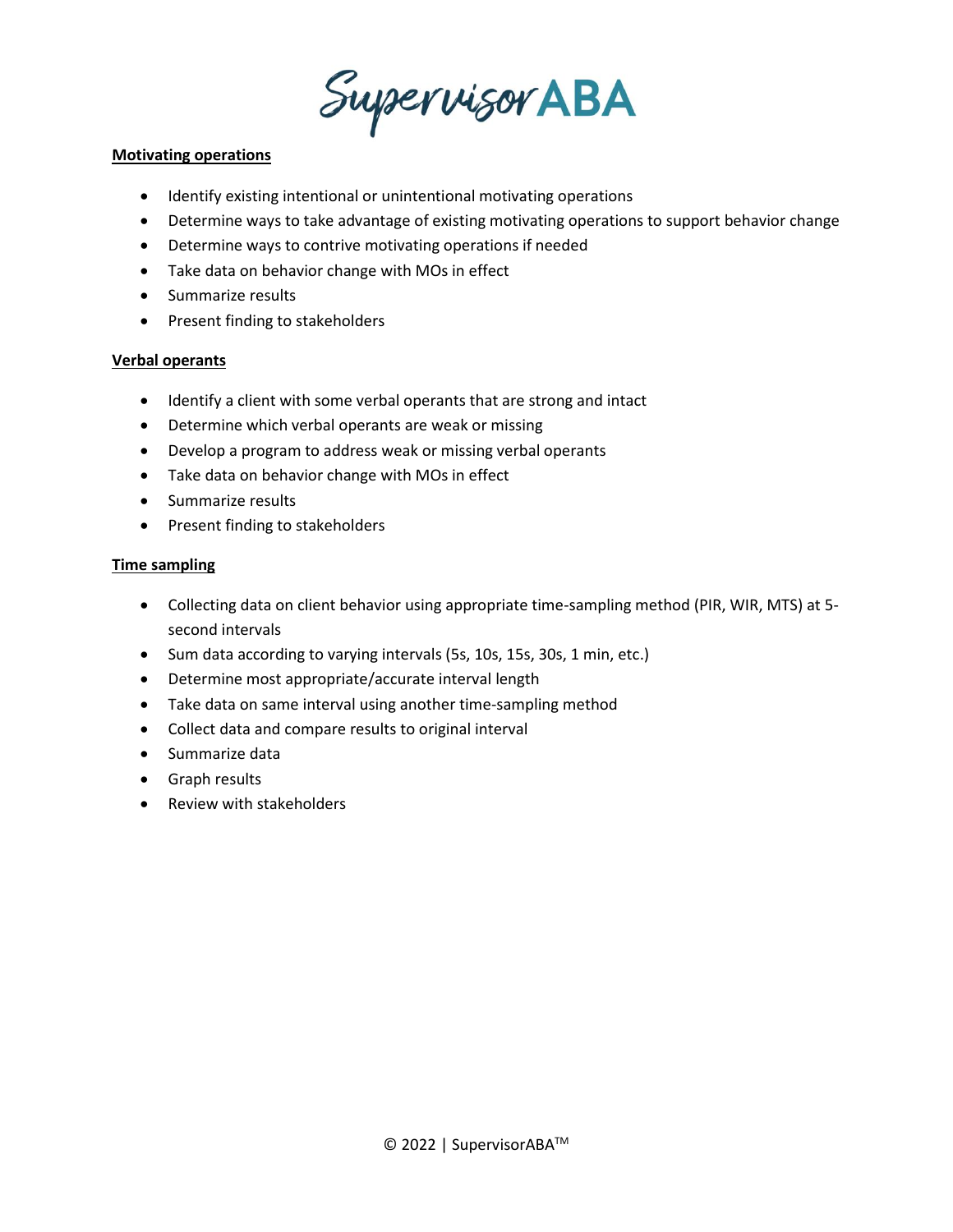**Motivating operations**

- Identify existing intentional or unintentional motivating operations
- Determine ways to take advantage of existing motivating operations to support behavior change
- Determine ways to contrive motivating operations if needed
- Take data on behavior change with MOs in effect
- Summarize results
- Present finding to stakeholders

**Verbal operants**

- Identify a client with some verbal operants that are strong and intact
- Determine which verbal operants are weak or missing
- Develop a program to address weak or missing verbal operants
- Take data on behavior change with MOs in effect
- Summarize results
- Present finding to stakeholders

**Time sampling**

- Collecting data on client behavior using appropriate time-sampling method (PIR, WIR, MTS) at 5-second intervals
- Sum data according to varying intervals (5s, 10s, 15s, 30s, 1 min, etc.)
- Determine most appropriate/accurate interval length
- Take data on same interval using another time-sampling method
- Collect data and compare results to original interval
- Summarize data
- Graph results
- Review with stakeholders